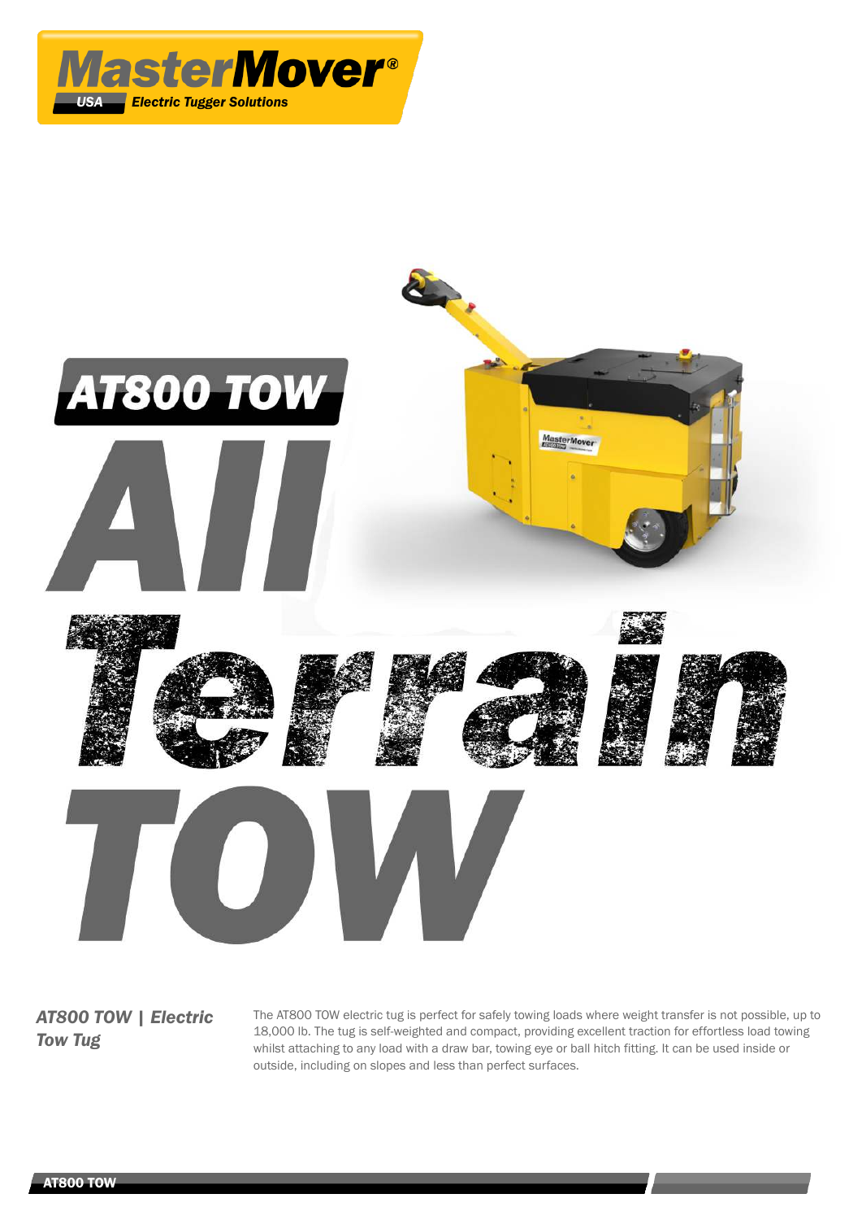MasterMover®

USA Electric Tugger Solutions

# AT800 TOW

# All Terrain TOW

## *AT800 TOW | Electric Tow Tug*

The AT800 TOW electric tug is perfect for safely towing loads where weight transfer is not possible, up to 18,000 lb. The tug is self-weighted and compact, providing excellent traction for effortless load towing whilst attaching to any load with a draw bar, towing eye or ball hitch fitting. It can be used inside or outside, including on slopes and less than perfect surfaces.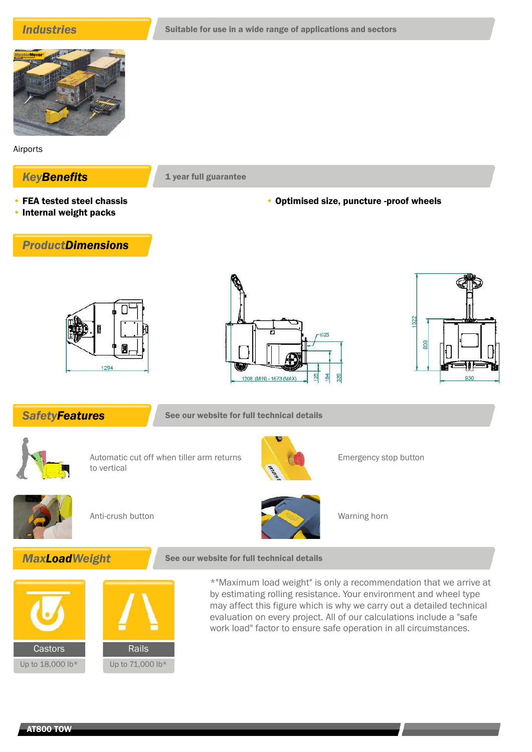## Industries

Suitable for use in a wide range of applications and sectors

Airports

## KeyBenefits

1 year full guarantee

- FEA tested steel chassis
- Internal weight packs
- Optimised size, puncture -proof wheels

## ProductDimensions

1294

Ø25

1208 (MIN) - 1673 (MAX)

125

194

339

1522

808

930

## SafetyFeatures

See our website for full technical details

Automatic cut off when tiller arm returns to vertical

Emergency stop button

Anti-crush button

Warning horn

## MaxLoadWeight

See our website for full technical details

| Castors | Rails |
| --- | --- |
| Up to 18,000 lb* | Up to 71,000 lb* |

*"Maximum load weight" is only a recommendation that we arrive at by estimating rolling resistance. Your environment and wheel type may affect this figure which is why we carry out a detailed technical evaluation on every project. All of our calculations include a "safe work load" factor to ensure safe operation in all circumstances.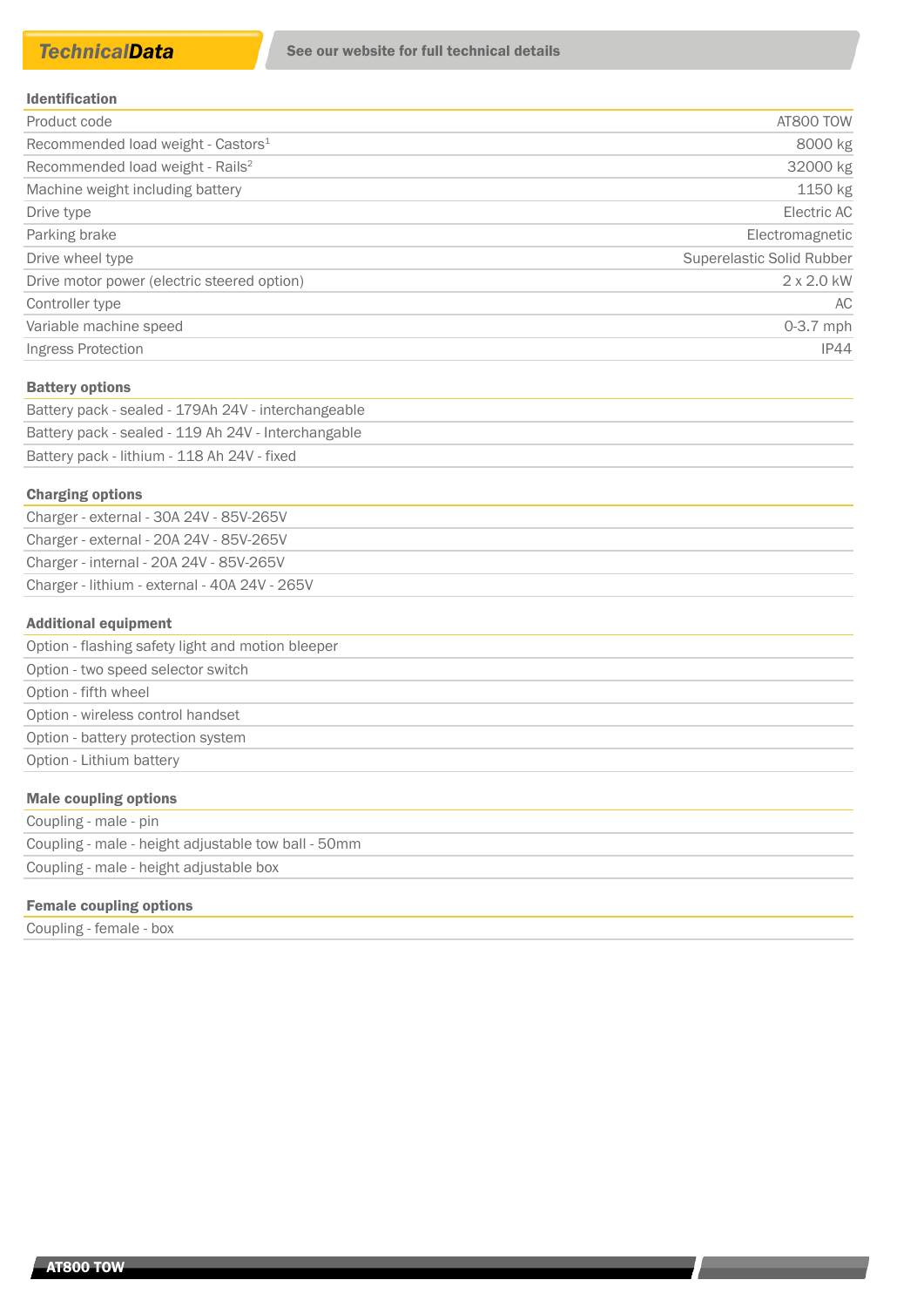## Technical Data

See our website for full technical details

| Identification | |
|---|---|
| Product code | AT800 TOW |
| Recommended load weight - Castors[1] | 8000 kg |
| Recommended load weight - Rails[2] | 32000 kg |
| Machine weight including battery | 1150 kg |
| Drive type | Electric AC |
| Parking brake | Electromagnetic |
| Drive wheel type | Superelastic Solid Rubber |
| Drive motor power (electric steered option) | 2 x 2.0 kW |
| Controller type | AC |
| Variable machine speed | 0-3.7 mph |
| Ingress Protection | IP44 |

| Battery options |
|---|
| Battery pack - sealed - 179Ah 24V - interchangeable |
| Battery pack - sealed - 119 Ah 24V - Interchangable |
| Battery pack - lithium - 118 Ah 24V - fixed |

| Charging options |
|---|
| Charger - external - 30A 24V - 85V-265V |
| Charger - external - 20A 24V - 85V-265V |
| Charger - internal - 20A 24V - 85V-265V |
| Charger - lithium - external - 40A 24V - 265V |

| Additional equipment |
|---|
| Option - flashing safety light and motion bleeper |
| Option - two speed selector switch |
| Option - fifth wheel |
| Option - wireless control handset |
| Option - battery protection system |
| Option - Lithium battery |

| Male coupling options |
|---|
| Coupling - male - pin |
| Coupling - male - height adjustable tow ball - 50mm |
| Coupling - male - height adjustable box |

| Female coupling options |
|---|
| Coupling - female - box |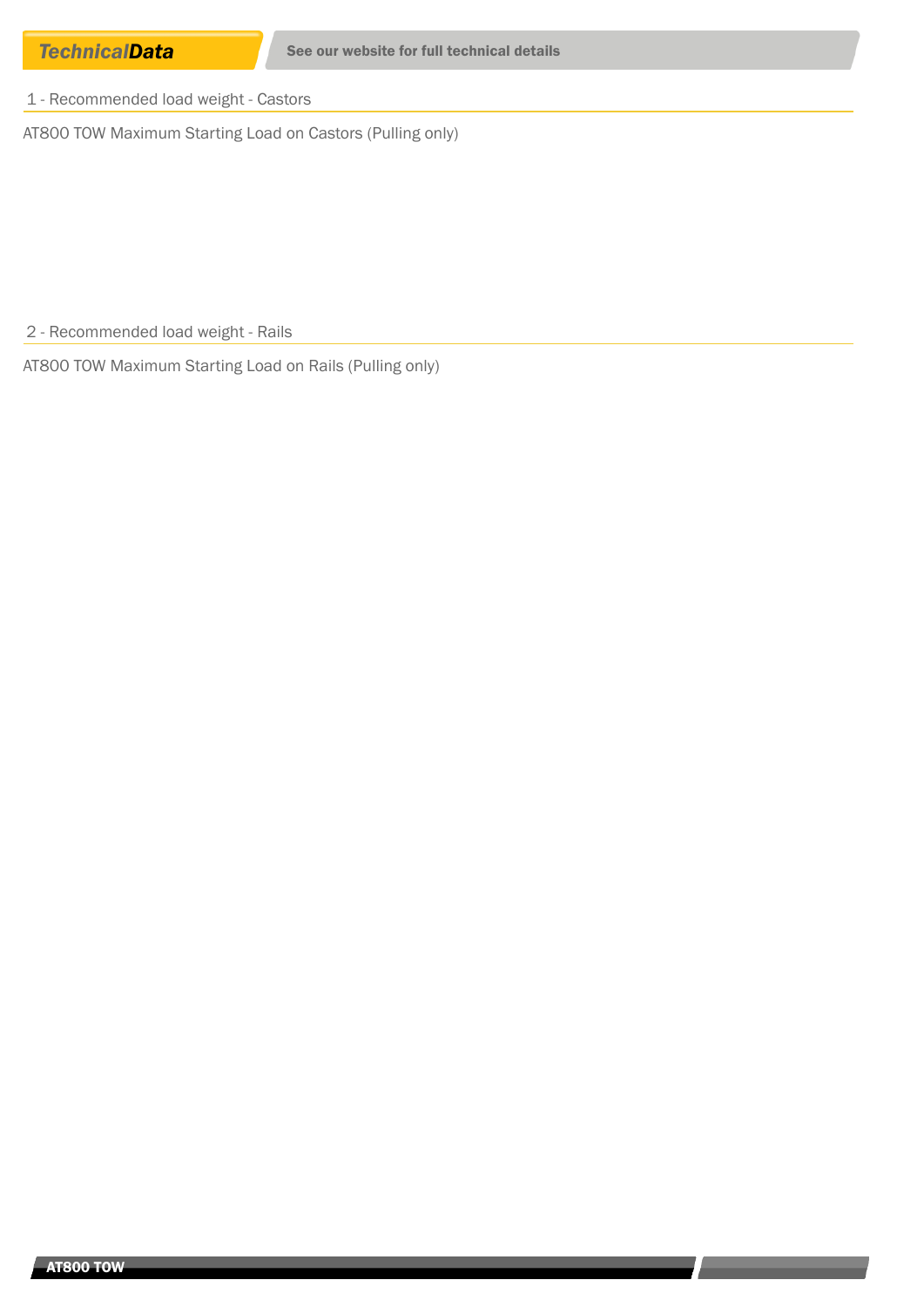**Technical*Data*** — See our website for full technical details

## 1 - Recommended load weight - Castors

AT800 TOW Maximum Starting Load on Castors (Pulling only)

## 2 - Recommended load weight - Rails

AT800 TOW Maximum Starting Load on Rails (Pulling only)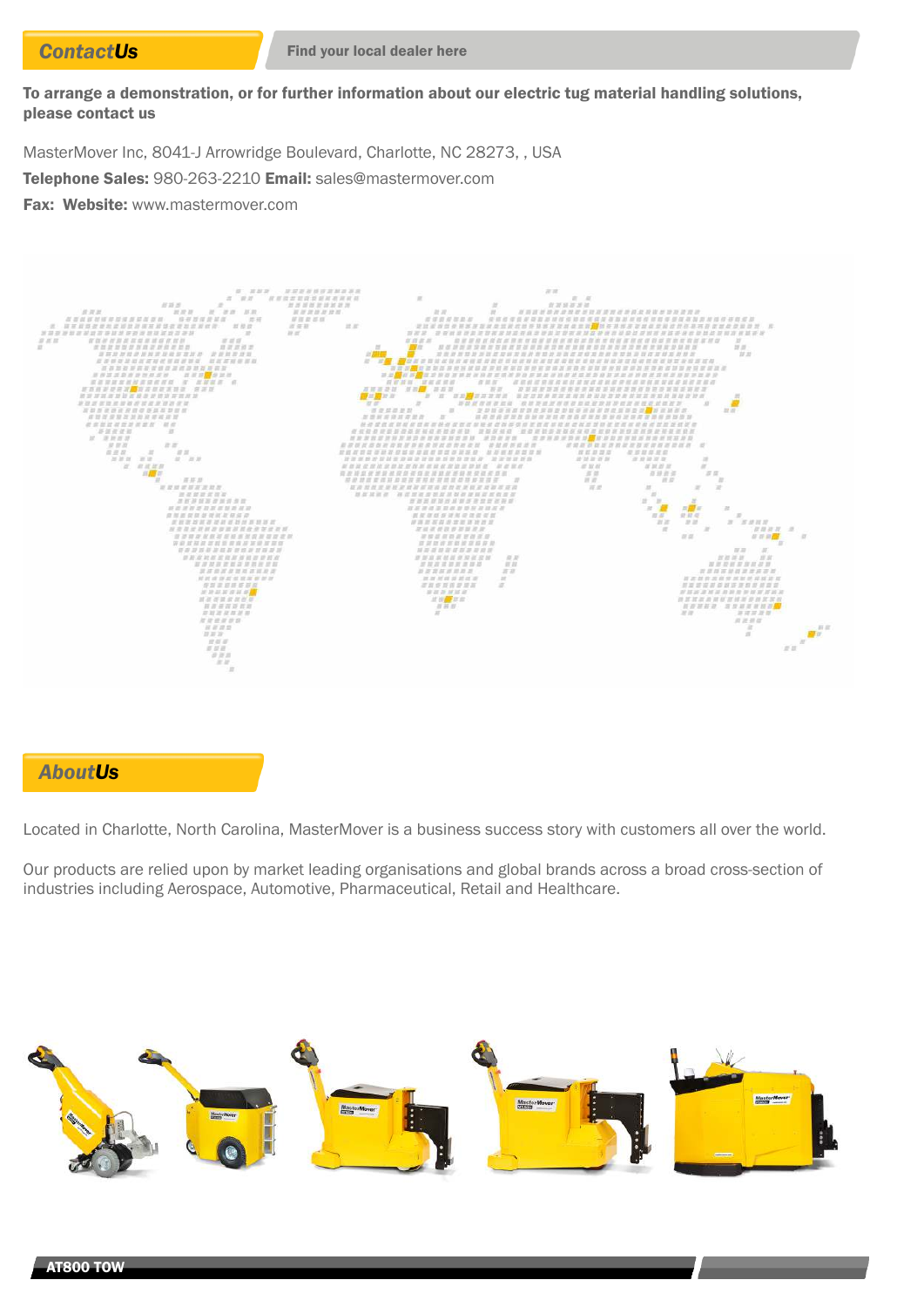## ContactUs

Find your local dealer here

**To arrange a demonstration, or for further information about our electric tug material handling solutions, please contact us**

MasterMover Inc, 8041-J Arrowridge Boulevard, Charlotte, NC 28273, , USA

**Telephone Sales:** 980-263-2210 **Email:** sales@mastermover.com

**Fax:** **Website:** www.mastermover.com

## AboutUs

Located in Charlotte, North Carolina, MasterMover is a business success story with customers all over the world.

Our products are relied upon by market leading organisations and global brands across a broad cross-section of industries including Aerospace, Automotive, Pharmaceutical, Retail and Healthcare.